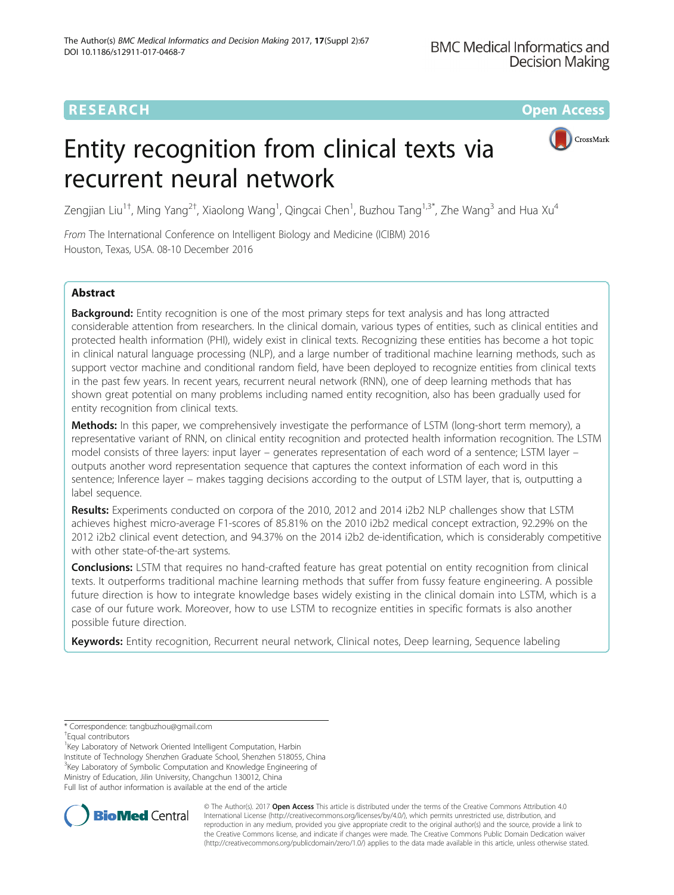RESEARCH Open Access

# Entity recognition from clinical texts via recurrent neural network

Zengjian Liu[1†], Ming Yang[2†], Xiaolong Wang[1], Qingcai Chen[1], Buzhou Tang[1,3*], Zhe Wang[3] and Hua Xu[4]

*From* The International Conference on Intelligent Biology and Medicine (ICIBM) 2016
Houston, Texas, USA. 08-10 December 2016

## Abstract

**Background:** Entity recognition is one of the most primary steps for text analysis and has long attracted considerable attention from researchers. In the clinical domain, various types of entities, such as clinical entities and protected health information (PHI), widely exist in clinical texts. Recognizing these entities has become a hot topic in clinical natural language processing (NLP), and a large number of traditional machine learning methods, such as support vector machine and conditional random field, have been deployed to recognize entities from clinical texts in the past few years. In recent years, recurrent neural network (RNN), one of deep learning methods that has shown great potential on many problems including named entity recognition, also has been gradually used for entity recognition from clinical texts.

**Methods:** In this paper, we comprehensively investigate the performance of LSTM (long-short term memory), a representative variant of RNN, on clinical entity recognition and protected health information recognition. The LSTM model consists of three layers: input layer – generates representation of each word of a sentence; LSTM layer – outputs another word representation sequence that captures the context information of each word in this sentence; Inference layer – makes tagging decisions according to the output of LSTM layer, that is, outputting a label sequence.

**Results:** Experiments conducted on corpora of the 2010, 2012 and 2014 i2b2 NLP challenges show that LSTM achieves highest micro-average F1-scores of 85.81% on the 2010 i2b2 medical concept extraction, 92.29% on the 2012 i2b2 clinical event detection, and 94.37% on the 2014 i2b2 de-identification, which is considerably competitive with other state-of-the-art systems.

**Conclusions:** LSTM that requires no hand-crafted feature has great potential on entity recognition from clinical texts. It outperforms traditional machine learning methods that suffer from fussy feature engineering. A possible future direction is how to integrate knowledge bases widely existing in the clinical domain into LSTM, which is a case of our future work. Moreover, how to use LSTM to recognize entities in specific formats is also another possible future direction.

**Keywords:** Entity recognition, Recurrent neural network, Clinical notes, Deep learning, Sequence labeling

---

* Correspondence: tangbuzhou@gmail.com
†Equal contributors
[1]Key Laboratory of Network Oriented Intelligent Computation, Harbin Institute of Technology Shenzhen Graduate School, Shenzhen 518055, China
[3]Key Laboratory of Symbolic Computation and Knowledge Engineering of Ministry of Education, Jilin University, Changchun 130012, China
Full list of author information is available at the end of the article

© The Author(s). 2017 **Open Access** This article is distributed under the terms of the Creative Commons Attribution 4.0 International License (http://creativecommons.org/licenses/by/4.0/), which permits unrestricted use, distribution, and reproduction in any medium, provided you give appropriate credit to the original author(s) and the source, provide a link to the Creative Commons license, and indicate if changes were made. The Creative Commons Public Domain Dedication waiver (http://creativecommons.org/publicdomain/zero/1.0/) applies to the data made available in this article, unless otherwise stated.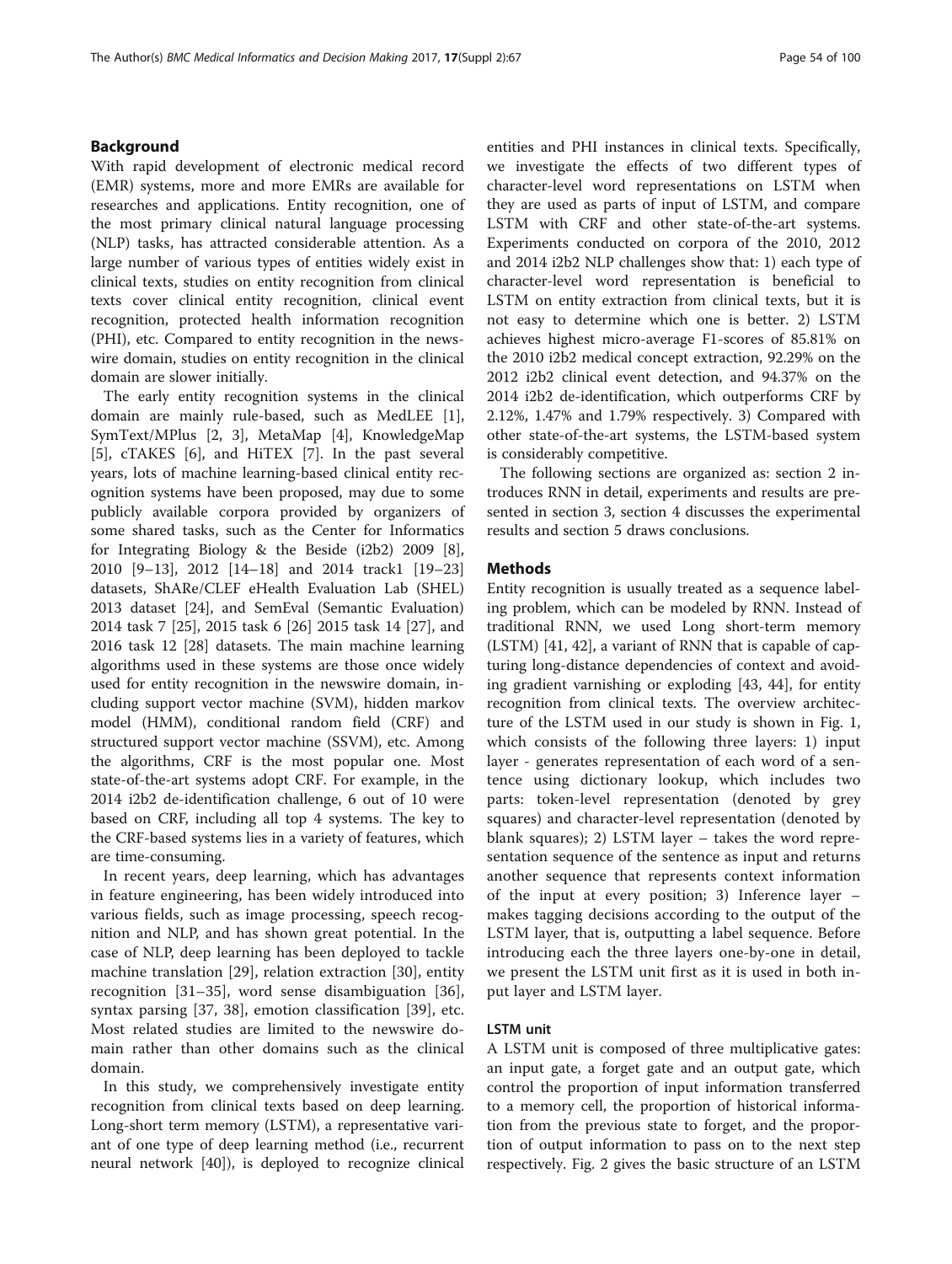## Background

With rapid development of electronic medical record (EMR) systems, more and more EMRs are available for researches and applications. Entity recognition, one of the most primary clinical natural language processing (NLP) tasks, has attracted considerable attention. As a large number of various types of entities widely exist in clinical texts, studies on entity recognition from clinical texts cover clinical entity recognition, clinical event recognition, protected health information recognition (PHI), etc. Compared to entity recognition in the newswire domain, studies on entity recognition in the clinical domain are slower initially.

The early entity recognition systems in the clinical domain are mainly rule-based, such as MedLEE [1], SymText/MPlus [2, 3], MetaMap [4], KnowledgeMap [5], cTAKES [6], and HiTEX [7]. In the past several years, lots of machine learning-based clinical entity recognition systems have been proposed, may due to some publicly available corpora provided by organizers of some shared tasks, such as the Center for Informatics for Integrating Biology & the Beside (i2b2) 2009 [8], 2010 [9–13], 2012 [14–18] and 2014 track1 [19–23] datasets, ShARe/CLEF eHealth Evaluation Lab (SHEL) 2013 dataset [24], and SemEval (Semantic Evaluation) 2014 task 7 [25], 2015 task 6 [26] 2015 task 14 [27], and 2016 task 12 [28] datasets. The main machine learning algorithms used in these systems are those once widely used for entity recognition in the newswire domain, including support vector machine (SVM), hidden markov model (HMM), conditional random field (CRF) and structured support vector machine (SSVM), etc. Among the algorithms, CRF is the most popular one. Most state-of-the-art systems adopt CRF. For example, in the 2014 i2b2 de-identification challenge, 6 out of 10 were based on CRF, including all top 4 systems. The key to the CRF-based systems lies in a variety of features, which are time-consuming.

In recent years, deep learning, which has advantages in feature engineering, has been widely introduced into various fields, such as image processing, speech recognition and NLP, and has shown great potential. In the case of NLP, deep learning has been deployed to tackle machine translation [29], relation extraction [30], entity recognition [31–35], word sense disambiguation [36], syntax parsing [37, 38], emotion classification [39], etc. Most related studies are limited to the newswire domain rather than other domains such as the clinical domain.

In this study, we comprehensively investigate entity recognition from clinical texts based on deep learning. Long-short term memory (LSTM), a representative variant of one type of deep learning method (i.e., recurrent neural network [40]), is deployed to recognize clinical entities and PHI instances in clinical texts. Specifically, we investigate the effects of two different types of character-level word representations on LSTM when they are used as parts of input of LSTM, and compare LSTM with CRF and other state-of-the-art systems. Experiments conducted on corpora of the 2010, 2012 and 2014 i2b2 NLP challenges show that: 1) each type of character-level word representation is beneficial to LSTM on entity extraction from clinical texts, but it is not easy to determine which one is better. 2) LSTM achieves highest micro-average F1-scores of 85.81% on the 2010 i2b2 medical concept extraction, 92.29% on the 2012 i2b2 clinical event detection, and 94.37% on the 2014 i2b2 de-identification, which outperforms CRF by 2.12%, 1.47% and 1.79% respectively. 3) Compared with other state-of-the-art systems, the LSTM-based system is considerably competitive.

The following sections are organized as: section 2 introduces RNN in detail, experiments and results are presented in section 3, section 4 discusses the experimental results and section 5 draws conclusions.

## Methods

Entity recognition is usually treated as a sequence labeling problem, which can be modeled by RNN. Instead of traditional RNN, we used Long short-term memory (LSTM) [41, 42], a variant of RNN that is capable of capturing long-distance dependencies of context and avoiding gradient varnishing or exploding [43, 44], for entity recognition from clinical texts. The overview architecture of the LSTM used in our study is shown in Fig. 1, which consists of the following three layers: 1) input layer - generates representation of each word of a sentence using dictionary lookup, which includes two parts: token-level representation (denoted by grey squares) and character-level representation (denoted by blank squares); 2) LSTM layer – takes the word representation sequence of the sentence as input and returns another sequence that represents context information of the input at every position; 3) Inference layer – makes tagging decisions according to the output of the LSTM layer, that is, outputting a label sequence. Before introducing each the three layers one-by-one in detail, we present the LSTM unit first as it is used in both input layer and LSTM layer.

### LSTM unit

A LSTM unit is composed of three multiplicative gates: an input gate, a forget gate and an output gate, which control the proportion of input information transferred to a memory cell, the proportion of historical information from the previous state to forget, and the proportion of output information to pass on to the next step respectively. Fig. 2 gives the basic structure of an LSTM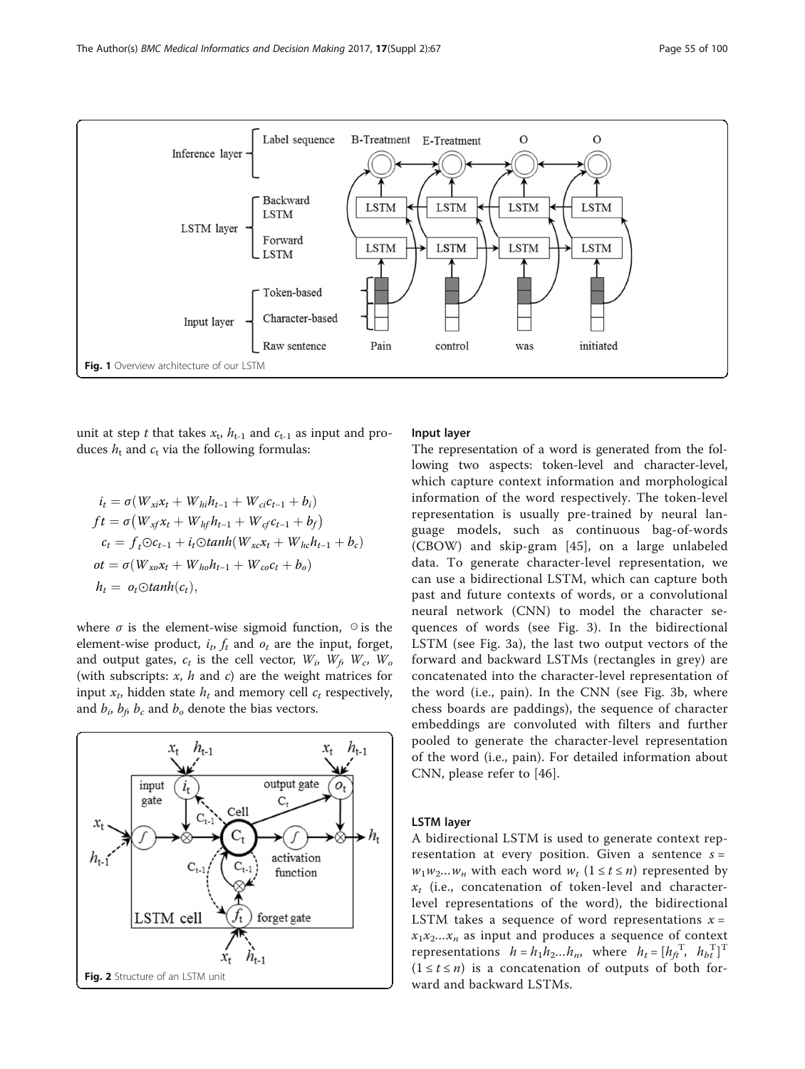Fig. 1 Overview architecture of our LSTM

unit at step $t$ that takes $x_t$, $h_{t-1}$ and $c_{t-1}$ as input and produces $h_t$ and $c_t$ via the following formulas:

$$
\begin{aligned}
i_t &= \sigma(W_{xi}x_t + W_{hi}h_{t-1} + W_{ci}c_{t-1} + b_i) \\
ft &= \sigma\left(W_{xf}x_t + W_{hf}h_{t-1} + W_{cf}c_{t-1} + b_f\right) \\
c_t &= f_t \odot c_{t-1} + i_t \odot tanh(W_{xc}x_t + W_{hc}h_{t-1} + b_c) \\
ot &= \sigma(W_{xo}x_t + W_{ho}h_{t-1} + W_{co}c_t + b_o) \\
h_t &= o_t \odot tanh(c_t),
\end{aligned}
$$

where $\sigma$ is the element-wise sigmoid function, $\odot$ is the element-wise product, $i_t$, $f_t$ and $o_t$ are the input, forget, and output gates, $c_t$ is the cell vector, $W_i$, $W_f$, $W_c$, $W_o$ (with subscripts: $x$, $h$ and $c$) are the weight matrices for input $x_t$, hidden state $h_t$ and memory cell $c_t$ respectively, and $b_i$, $b_f$, $b_c$ and $b_o$ denote the bias vectors.

Fig. 2 Structure of an LSTM unit

#### Input layer

The representation of a word is generated from the following two aspects: token-level and character-level, which capture context information and morphological information of the word respectively. The token-level representation is usually pre-trained by neural language models, such as continuous bag-of-words (CBOW) and skip-gram [45], on a large unlabeled data. To generate character-level representation, we can use a bidirectional LSTM, which can capture both past and future contexts of words, or a convolutional neural network (CNN) to model the character sequences of words (see Fig. 3). In the bidirectional LSTM (see Fig. 3a), the last two output vectors of the forward and backward LSTMs (rectangles in grey) are concatenated into the character-level representation of the word (i.e., pain). In the CNN (see Fig. 3b, where chess boards are paddings), the sequence of character embeddings are convoluted with filters and further pooled to generate the character-level representation of the word (i.e., pain). For detailed information about CNN, please refer to [46].

#### LSTM layer

A bidirectional LSTM is used to generate context representation at every position. Given a sentence $s = w_1w_2...w_n$ with each word $w_t$ ($1 \le t \le n$) represented by $x_t$ (i.e., concatenation of token-level and character-level representations of the word), the bidirectional LSTM takes a sequence of word representations $x = x_1x_2...x_n$ as input and produces a sequence of context representations $h = h_1h_2...h_n$, where $h_t = [h_{ft}^{\mathrm{T}},\ h_{bt}^{\mathrm{T}}]^{\mathrm{T}}$ ($1 \le t \le n$) is a concatenation of outputs of both forward and backward LSTMs.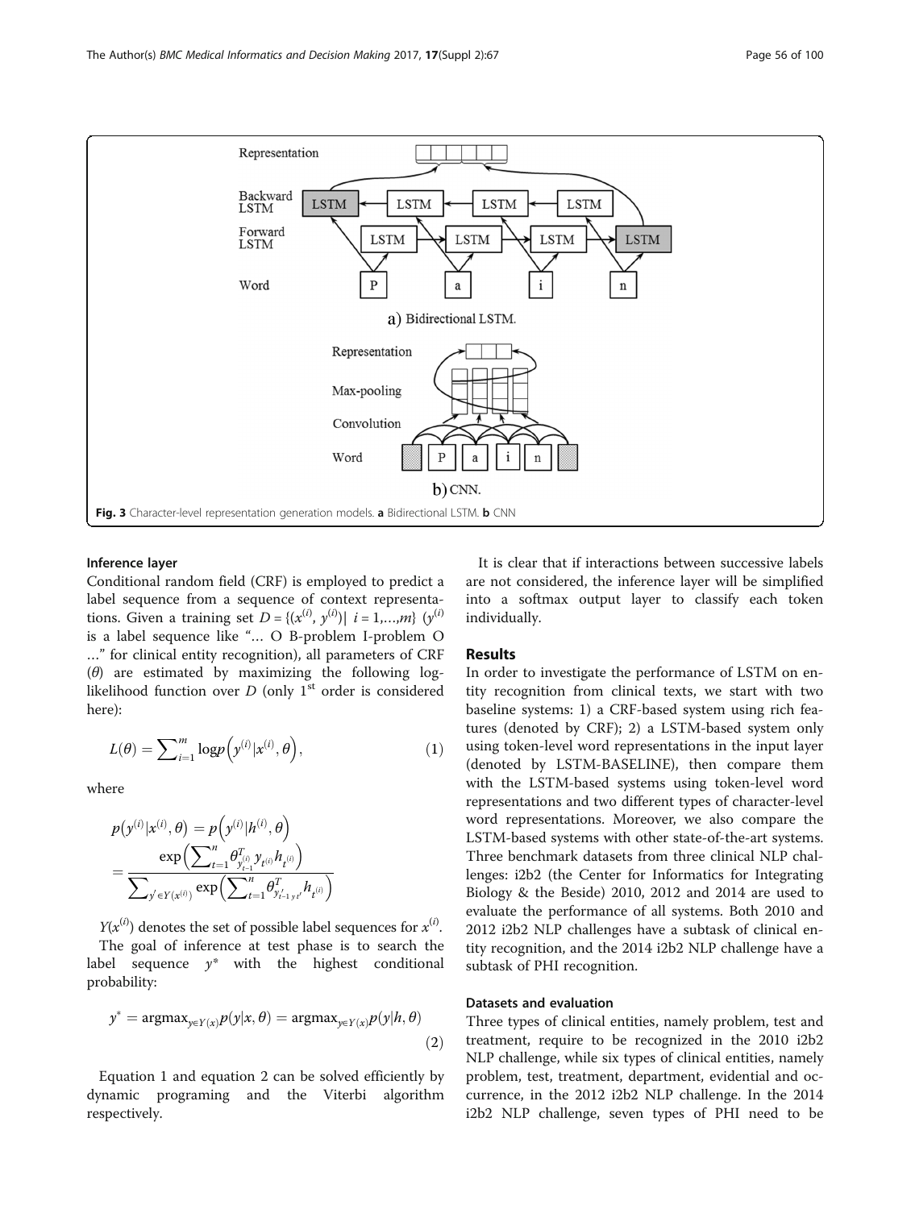Fig. 3 Character-level representation generation models. **a** Bidirectional LSTM. **b** CNN

#### Inference layer

Conditional random field (CRF) is employed to predict a label sequence from a sequence of context representations. Given a training set $D = \{(x^{(i)}, y^{(i)}) | \ i = 1,...,m\}$ ($y^{(i)}$ is a label sequence like "… O B-problem I-problem O …" for clinical entity recognition), all parameters of CRF ($\theta$) are estimated by maximizing the following log-likelihood function over $D$ (only 1[st] order is considered here):

$$L(\theta) = \sum_{i=1}^{m} \log p\left(y^{(i)} | x^{(i)}, \theta\right), \quad (1)$$

where

$$p\left(y^{(i)} | x^{(i)}, \theta\right) = p\left(y^{(i)} | h^{(i)}, \theta\right) = \frac{\exp\left(\sum_{t=1}^{n} \theta_{y_{t-1}^{(i)} y_{t}^{(i)}}^{T} h_{t^{(i)}}\right)}{\sum_{y' \in Y(x^{(i)})} \exp\left(\sum_{t=1}^{n} \theta_{y'_{t-1} y'_{t}}^{T} h_{t^{(i)}}\right)}$$

$Y(x^{(i)})$ denotes the set of possible label sequences for $x^{(i)}$.

The goal of inference at test phase is to search the label sequence $y^*$ with the highest conditional probability:

$$y^* = \operatorname{argmax}_{y \in Y(x)} p(y | x, \theta) = \operatorname{argmax}_{y \in Y(x)} p(y | h, \theta) \quad (2)$$

Equation 1 and equation 2 can be solved efficiently by dynamic programing and the Viterbi algorithm respectively.

It is clear that if interactions between successive labels are not considered, the inference layer will be simplified into a softmax output layer to classify each token individually.

## Results

In order to investigate the performance of LSTM on entity recognition from clinical texts, we start with two baseline systems: 1) a CRF-based system using rich features (denoted by CRF); 2) a LSTM-based system only using token-level word representations in the input layer (denoted by LSTM-BASELINE), then compare them with the LSTM-based systems using token-level word representations and two different types of character-level word representations. Moreover, we also compare the LSTM-based systems with other state-of-the-art systems. Three benchmark datasets from three clinical NLP challenges: i2b2 (the Center for Informatics for Integrating Biology & the Beside) 2010, 2012 and 2014 are used to evaluate the performance of all systems. Both 2010 and 2012 i2b2 NLP challenges have a subtask of clinical entity recognition, and the 2014 i2b2 NLP challenge have a subtask of PHI recognition.

#### Datasets and evaluation

Three types of clinical entities, namely problem, test and treatment, require to be recognized in the 2010 i2b2 NLP challenge, while six types of clinical entities, namely problem, test, treatment, department, evidential and occurrence, in the 2012 i2b2 NLP challenge. In the 2014 i2b2 NLP challenge, seven types of PHI need to be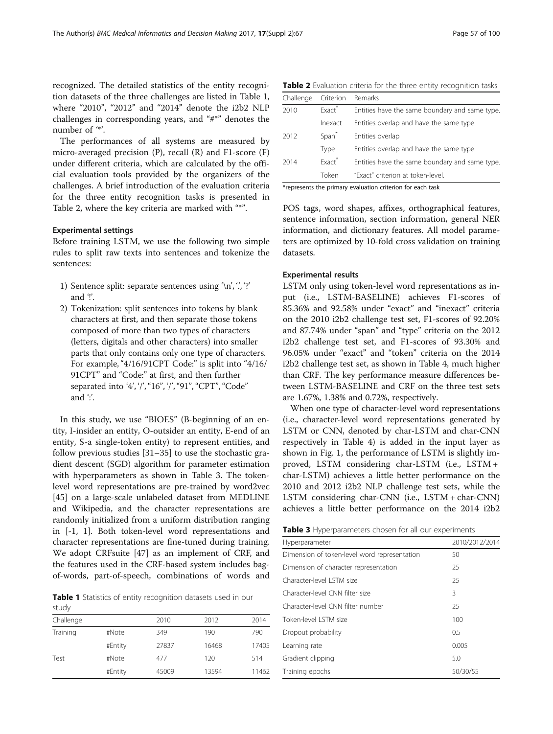recognized. The detailed statistics of the entity recognition datasets of the three challenges are listed in Table 1, where "2010", "2012" and "2014" denote the i2b2 NLP challenges in corresponding years, and "#*" denotes the number of '*'.

The performances of all systems are measured by micro-averaged precision (P), recall (R) and F1-score (F) under different criteria, which are calculated by the official evaluation tools provided by the organizers of the challenges. A brief introduction of the evaluation criteria for the three entity recognition tasks is presented in Table 2, where the key criteria are marked with "*".

### Experimental settings

Before training LSTM, we use the following two simple rules to split raw texts into sentences and tokenize the sentences:

1) Sentence split: separate sentences using '\n', '.', '?' and '!'.
2) Tokenization: split sentences into tokens by blank characters at first, and then separate those tokens composed of more than two types of characters (letters, digitals and other characters) into smaller parts that only contains only one type of characters. For example, "4/16/91CPT Code:" is split into "4/16/91CPT" and "Code:" at first, and then further separated into '4', '/', "16", '/', "91", "CPT", "Code" and ':'.

In this study, we use "BIOES" (B-beginning of an entity, I-insider an entity, O-outsider an entity, E-end of an entity, S-a single-token entity) to represent entities, and follow previous studies [31–35] to use the stochastic gradient descent (SGD) algorithm for parameter estimation with hyperparameters as shown in Table 3. The token-level word representations are pre-trained by word2vec [45] on a large-scale unlabeled dataset from MEDLINE and Wikipedia, and the character representations are randomly initialized from a uniform distribution ranging in [-1, 1]. Both token-level word representations and character representations are fine-tuned during training. We adopt CRFsuite [47] as an implement of CRF, and the features used in the CRF-based system includes bag-of-words, part-of-speech, combinations of words and POS tags, word shapes, affixes, orthographical features, sentence information, section information, general NER information, and dictionary features. All model parameters are optimized by 10-fold cross validation on training datasets.

**Table 1** Statistics of entity recognition datasets used in our study

| Challenge | | 2010 | 2012 | 2014 |
|---|---|---|---|---|
| Training | #Note | 349 | 190 | 790 |
| | #Entity | 27837 | 16468 | 17405 |
| Test | #Note | 477 | 120 | 514 |
| | #Entity | 45009 | 13594 | 11462 |

**Table 2** Evaluation criteria for the three entity recognition tasks

| Challenge | Criterion | Remarks |
|---|---|---|
| 2010 | Exact* | Entities have the same boundary and same type. |
| | Inexact | Entities overlap and have the same type. |
| 2012 | Span* | Entities overlap |
| | Type | Entities overlap and have the same type. |
| 2014 | Exact* | Entities have the same boundary and same type. |
| | Token | "Exact" criterion at token-level. |

*represents the primary evaluation criterion for each task

### Experimental results

LSTM only using token-level word representations as input (i.e., LSTM-BASELINE) achieves F1-scores of 85.36% and 92.58% under "exact" and "inexact" criteria on the 2010 i2b2 challenge test set, F1-scores of 92.20% and 87.74% under "span" and "type" criteria on the 2012 i2b2 challenge test set, and F1-scores of 93.30% and 96.05% under "exact" and "token" criteria on the 2014 i2b2 challenge test set, as shown in Table 4, much higher than CRF. The key performance measure differences between LSTM-BASELINE and CRF on the three test sets are 1.67%, 1.38% and 0.72%, respectively.

When one type of character-level word representations (i.e., character-level word representations generated by LSTM or CNN, denoted by char-LSTM and char-CNN respectively in Table 4) is added in the input layer as shown in Fig. 1, the performance of LSTM is slightly improved, LSTM considering char-LSTM (i.e., LSTM + char-LSTM) achieves a little better performance on the 2010 and 2012 i2b2 NLP challenge test sets, while the LSTM considering char-CNN (i.e., LSTM + char-CNN) achieves a little better performance on the 2014 i2b2

**Table 3** Hyperparameters chosen for all our experiments

| Hyperparameter | 2010/2012/2014 |
|---|---|
| Dimension of token-level word representation | 50 |
| Dimension of character representation | 25 |
| Character-level LSTM size | 25 |
| Character-level CNN filter size | 3 |
| Character-level CNN filter number | 25 |
| Token-level LSTM size | 100 |
| Dropout probability | 0.5 |
| Learning rate | 0.005 |
| Gradient clipping | 5.0 |
| Training epochs | 50/30/55 |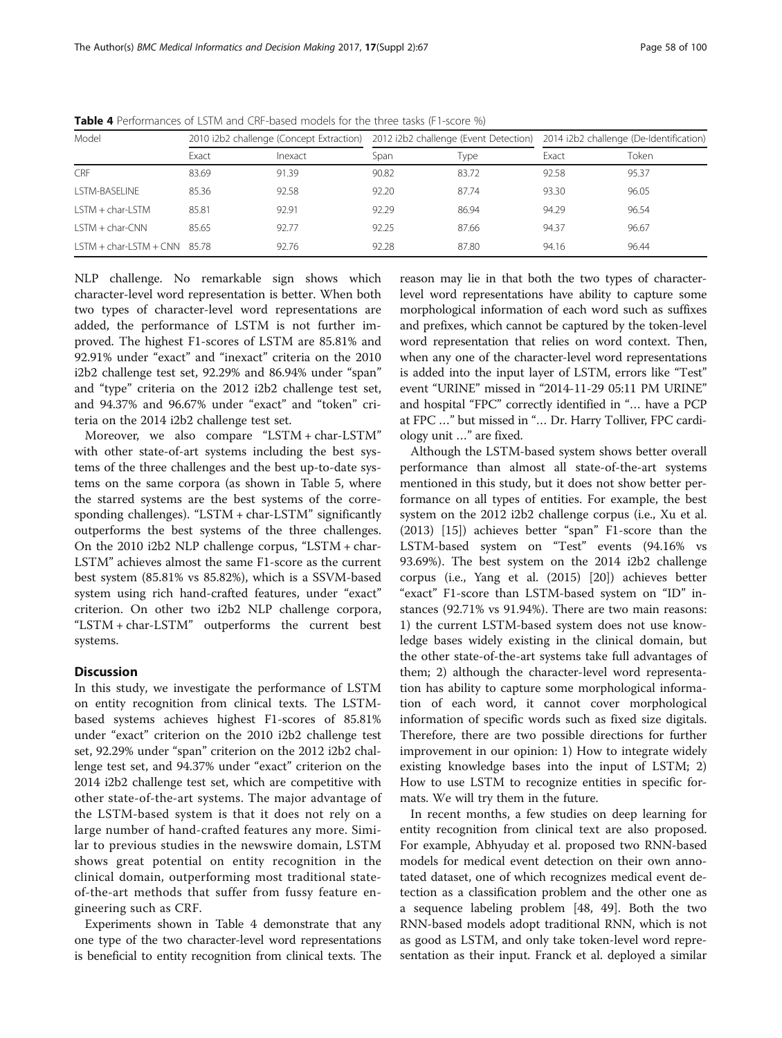**Table 4** Performances of LSTM and CRF-based models for the three tasks (F1-score %)

| Model | 2010 i2b2 challenge (Concept Extraction) | | 2012 i2b2 challenge (Event Detection) | | 2014 i2b2 challenge (De-Identification) | |
|---|---|---|---|---|---|---|
| | Exact | Inexact | Span | Type | Exact | Token |
| CRF | 83.69 | 91.39 | 90.82 | 83.72 | 92.58 | 95.37 |
| LSTM-BASELINE | 85.36 | 92.58 | 92.20 | 87.74 | 93.30 | 96.05 |
| LSTM + char-LSTM | 85.81 | 92.91 | 92.29 | 86.94 | 94.29 | 96.54 |
| LSTM + char-CNN | 85.65 | 92.77 | 92.25 | 87.66 | 94.37 | 96.67 |
| LSTM + char-LSTM + CNN | 85.78 | 92.76 | 92.28 | 87.80 | 94.16 | 96.44 |

NLP challenge. No remarkable sign shows which character-level word representation is better. When both two types of character-level word representations are added, the performance of LSTM is not further improved. The highest F1-scores of LSTM are 85.81% and 92.91% under "exact" and "inexact" criteria on the 2010 i2b2 challenge test set, 92.29% and 86.94% under "span" and "type" criteria on the 2012 i2b2 challenge test set, and 94.37% and 96.67% under "exact" and "token" criteria on the 2014 i2b2 challenge test set.

Moreover, we also compare "LSTM + char-LSTM" with other state-of-art systems including the best systems of the three challenges and the best up-to-date systems on the same corpora (as shown in Table 5, where the starred systems are the best systems of the corresponding challenges). "LSTM + char-LSTM" significantly outperforms the best systems of the three challenges. On the 2010 i2b2 NLP challenge corpus, "LSTM + char-LSTM" achieves almost the same F1-score as the current best system (85.81% vs 85.82%), which is a SSVM-based system using rich hand-crafted features, under "exact" criterion. On other two i2b2 NLP challenge corpora, "LSTM + char-LSTM" outperforms the current best systems.

## Discussion

In this study, we investigate the performance of LSTM on entity recognition from clinical texts. The LSTM-based systems achieves highest F1-scores of 85.81% under "exact" criterion on the 2010 i2b2 challenge test set, 92.29% under "span" criterion on the 2012 i2b2 challenge test set, and 94.37% under "exact" criterion on the 2014 i2b2 challenge test set, which are competitive with other state-of-the-art systems. The major advantage of the LSTM-based system is that it does not rely on a large number of hand-crafted features any more. Similar to previous studies in the newswire domain, LSTM shows great potential on entity recognition in the clinical domain, outperforming most traditional state-of-the-art methods that suffer from fussy feature engineering such as CRF.

Experiments shown in Table 4 demonstrate that any one type of the two character-level word representations is beneficial to entity recognition from clinical texts. The reason may lie in that both the two types of character-level word representations have ability to capture some morphological information of each word such as suffixes and prefixes, which cannot be captured by the token-level word representation that relies on word context. Then, when any one of the character-level word representations is added into the input layer of LSTM, errors like "Test" event "URINE" missed in "2014-11-29 05:11 PM URINE" and hospital "FPC" correctly identified in "… have a PCP at FPC …" but missed in "… Dr. Harry Tolliver, FPC cardiology unit …" are fixed.

Although the LSTM-based system shows better overall performance than almost all state-of-the-art systems mentioned in this study, but it does not show better performance on all types of entities. For example, the best system on the 2012 i2b2 challenge corpus (i.e., Xu et al. (2013) [15]) achieves better "span" F1-score than the LSTM-based system on "Test" events (94.16% vs 93.69%). The best system on the 2014 i2b2 challenge corpus (i.e., Yang et al. (2015) [20]) achieves better "exact" F1-score than LSTM-based system on "ID" instances (92.71% vs 91.94%). There are two main reasons: 1) the current LSTM-based system does not use knowledge bases widely existing in the clinical domain, but the other state-of-the-art systems take full advantages of them; 2) although the character-level word representation has ability to capture some morphological information of each word, it cannot cover morphological information of specific words such as fixed size digitals. Therefore, there are two possible directions for further improvement in our opinion: 1) How to integrate widely existing knowledge bases into the input of LSTM; 2) How to use LSTM to recognize entities in specific formats. We will try them in the future.

In recent months, a few studies on deep learning for entity recognition from clinical text are also proposed. For example, Abhyuday et al. proposed two RNN-based models for medical event detection on their own annotated dataset, one of which recognizes medical event detection as a classification problem and the other one as a sequence labeling problem [48, 49]. Both the two RNN-based models adopt traditional RNN, which is not as good as LSTM, and only take token-level word representation as their input. Franck et al. deployed a similar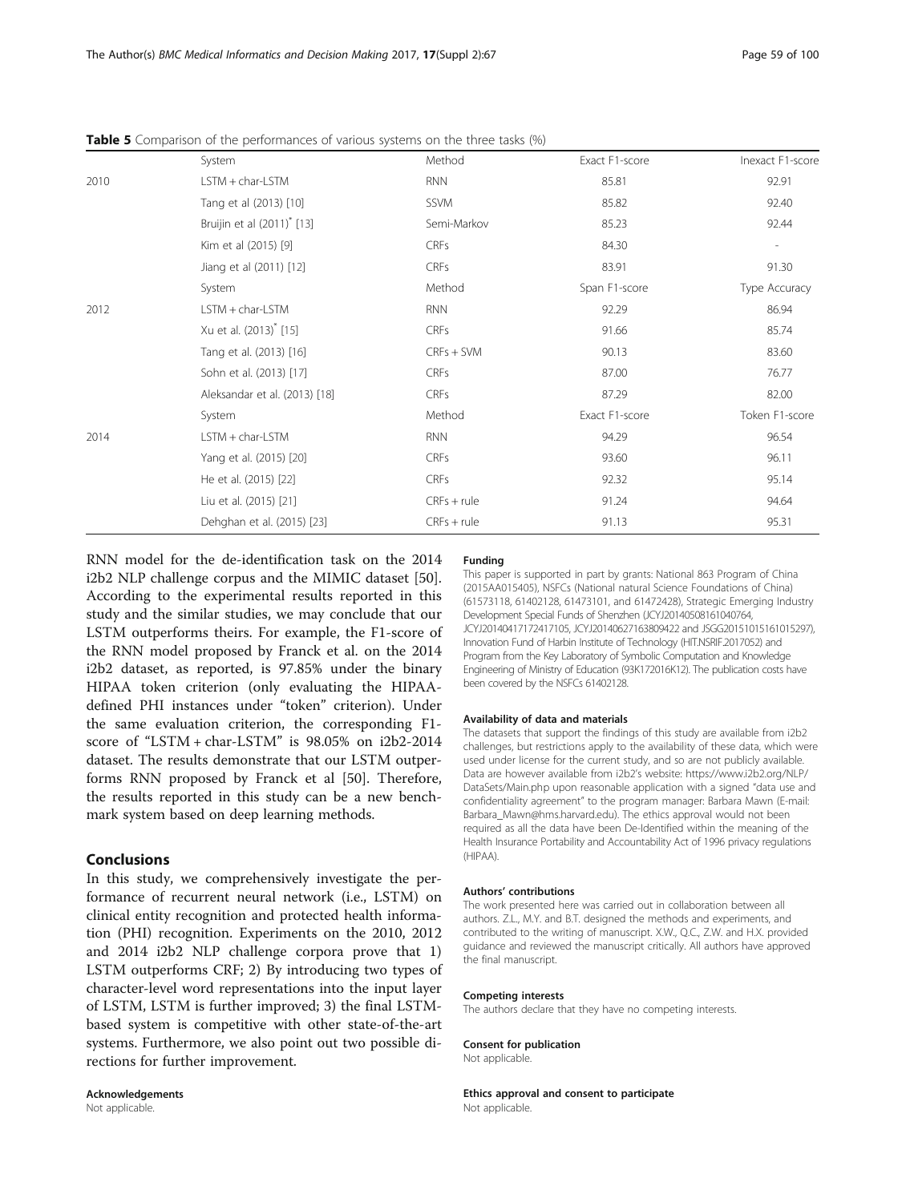**Table 5** Comparison of the performances of various systems on the three tasks (%)

| | System | Method | Exact F1-score | Inexact F1-score |
|---|---|---|---|---|
| 2010 | LSTM + char-LSTM | RNN | 85.81 | 92.91 |
| | Tang et al (2013) [10] | SSVM | 85.82 | 92.40 |
| | Bruijin et al (2011)* [13] | Semi-Markov | 85.23 | 92.44 |
| | Kim et al (2015) [9] | CRFs | 84.30 | - |
| | Jiang et al (2011) [12] | CRFs | 83.91 | 91.30 |
| | System | Method | Span F1-score | Type Accuracy |
| 2012 | LSTM + char-LSTM | RNN | 92.29 | 86.94 |
| | Xu et al. (2013)* [15] | CRFs | 91.66 | 85.74 |
| | Tang et al. (2013) [16] | CRFs + SVM | 90.13 | 83.60 |
| | Sohn et al. (2013) [17] | CRFs | 87.00 | 76.77 |
| | Aleksandar et al. (2013) [18] | CRFs | 87.29 | 82.00 |
| | System | Method | Exact F1-score | Token F1-score |
| 2014 | LSTM + char-LSTM | RNN | 94.29 | 96.54 |
| | Yang et al. (2015) [20] | CRFs | 93.60 | 96.11 |
| | He et al. (2015) [22] | CRFs | 92.32 | 95.14 |
| | Liu et al. (2015) [21] | CRFs + rule | 91.24 | 94.64 |
| | Dehghan et al. (2015) [23] | CRFs + rule | 91.13 | 95.31 |

RNN model for the de-identification task on the 2014 i2b2 NLP challenge corpus and the MIMIC dataset [50]. According to the experimental results reported in this study and the similar studies, we may conclude that our LSTM outperforms theirs. For example, the F1-score of the RNN model proposed by Franck et al. on the 2014 i2b2 dataset, as reported, is 97.85% under the binary HIPAA token criterion (only evaluating the HIPAA-defined PHI instances under "token" criterion). Under the same evaluation criterion, the corresponding F1-score of "LSTM + char-LSTM" is 98.05% on i2b2-2014 dataset. The results demonstrate that our LSTM outperforms RNN proposed by Franck et al [50]. Therefore, the results reported in this study can be a new benchmark system based on deep learning methods.

## Conclusions

In this study, we comprehensively investigate the performance of recurrent neural network (i.e., LSTM) on clinical entity recognition and protected health information (PHI) recognition. Experiments on the 2010, 2012 and 2014 i2b2 NLP challenge corpora prove that 1) LSTM outperforms CRF; 2) By introducing two types of character-level word representations into the input layer of LSTM, LSTM is further improved; 3) the final LSTM-based system is competitive with other state-of-the-art systems. Furthermore, we also point out two possible directions for further improvement.

#### Acknowledgements

Not applicable.

#### Funding

This paper is supported in part by grants: National 863 Program of China (2015AA015405), NSFCs (National natural Science Foundations of China) (61573118, 61402128, 61473101, and 61472428), Strategic Emerging Industry Development Special Funds of Shenzhen (JCYJ20140508161040764, JCYJ20140417172417105, JCYJ20140627163809422 and JSGG20151015161015297), Innovation Fund of Harbin Institute of Technology (HIT.NSRIF.2017052) and Program from the Key Laboratory of Symbolic Computation and Knowledge Engineering of Ministry of Education (93K172016K12). The publication costs have been covered by the NSFCs 61402128.

#### Availability of data and materials

The datasets that support the findings of this study are available from i2b2 challenges, but restrictions apply to the availability of these data, which were used under license for the current study, and so are not publicly available. Data are however available from i2b2's website: https://www.i2b2.org/NLP/DataSets/Main.php upon reasonable application with a signed "data use and confidentiality agreement" to the program manager: Barbara Mawn (E-mail: Barbara_Mawn@hms.harvard.edu). The ethics approval would not been required as all the data have been De-Identified within the meaning of the Health Insurance Portability and Accountability Act of 1996 privacy regulations (HIPAA).

#### Authors' contributions

The work presented here was carried out in collaboration between all authors. Z.L., M.Y. and B.T. designed the methods and experiments, and contributed to the writing of manuscript. X.W., Q.C., Z.W. and H.X. provided guidance and reviewed the manuscript critically. All authors have approved the final manuscript.

#### Competing interests

The authors declare that they have no competing interests.

#### Consent for publication

Not applicable.

#### Ethics approval and consent to participate

Not applicable.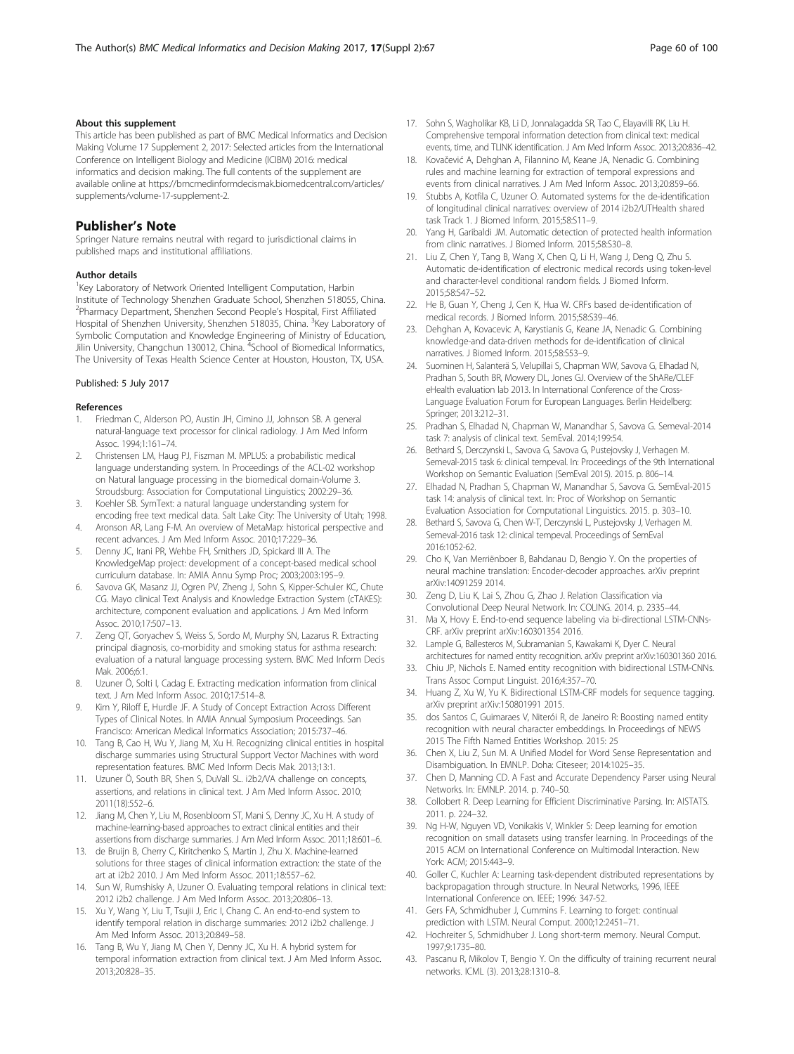#### About this supplement

This article has been published as part of BMC Medical Informatics and Decision Making Volume 17 Supplement 2, 2017: Selected articles from the International Conference on Intelligent Biology and Medicine (ICIBM) 2016: medical informatics and decision making. The full contents of the supplement are available online at https://bmcmedinformdecismak.biomedcentral.com/articles/supplements/volume-17-supplement-2.

## Publisher's Note

Springer Nature remains neutral with regard to jurisdictional claims in published maps and institutional affiliations.

#### Author details

[1]Key Laboratory of Network Oriented Intelligent Computation, Harbin Institute of Technology Shenzhen Graduate School, Shenzhen 518055, China. [2]Pharmacy Department, Shenzhen Second People's Hospital, First Affiliated Hospital of Shenzhen University, Shenzhen 518035, China. [3]Key Laboratory of Symbolic Computation and Knowledge Engineering of Ministry of Education, Jilin University, Changchun 130012, China. [4]School of Biomedical Informatics, The University of Texas Health Science Center at Houston, Houston, TX, USA.

Published: 5 July 2017

#### References

1. Friedman C, Alderson PO, Austin JH, Cimino JJ, Johnson SB. A general natural-language text processor for clinical radiology. J Am Med Inform Assoc. 1994;1:161–74.
2. Christensen LM, Haug PJ, Fiszman M. MPLUS: a probabilistic medical language understanding system. In Proceedings of the ACL-02 workshop on Natural language processing in the biomedical domain-Volume 3. Stroudsburg: Association for Computational Linguistics; 2002:29–36.
3. Koehler SB. SymText: a natural language understanding system for encoding free text medical data. Salt Lake City: The University of Utah; 1998.
4. Aronson AR, Lang F-M. An overview of MetaMap: historical perspective and recent advances. J Am Med Inform Assoc. 2010;17:229–36.
5. Denny JC, Irani PR, Wehbe FH, Smithers JD, Spickard III A. The KnowledgeMap project: development of a concept-based medical school curriculum database. In: AMIA Annu Symp Proc; 2003;2003:195–9.
6. Savova GK, Masanz JJ, Ogren PV, Zheng J, Sohn S, Kipper-Schuler KC, Chute CG. Mayo clinical Text Analysis and Knowledge Extraction System (cTAKES): architecture, component evaluation and applications. J Am Med Inform Assoc. 2010;17:507–13.
7. Zeng QT, Goryachev S, Weiss S, Sordo M, Murphy SN, Lazarus R. Extracting principal diagnosis, co-morbidity and smoking status for asthma research: evaluation of a natural language processing system. BMC Med Inform Decis Mak. 2006;6:1.
8. Uzuner Ö, Solti I, Cadag E. Extracting medication information from clinical text. J Am Med Inform Assoc. 2010;17:514–8.
9. Kim Y, Riloff E, Hurdle JF. A Study of Concept Extraction Across Different Types of Clinical Notes. In AMIA Annual Symposium Proceedings. San Francisco: American Medical Informatics Association; 2015:737–46.
10. Tang B, Cao H, Wu Y, Jiang M, Xu H. Recognizing clinical entities in hospital discharge summaries using Structural Support Vector Machines with word representation features. BMC Med Inform Decis Mak. 2013;13:1.
11. Uzuner Ö, South BR, Shen S, DuVall SL. i2b2/VA challenge on concepts, assertions, and relations in clinical text. J Am Med Inform Assoc. 2010; 2011(18):552–6.
12. Jiang M, Chen Y, Liu M, Rosenbloom ST, Mani S, Denny JC, Xu H. A study of machine-learning-based approaches to extract clinical entities and their assertions from discharge summaries. J Am Med Inform Assoc. 2011;18:601–6.
13. de Bruijn B, Cherry C, Kiritchenko S, Martin J, Zhu X. Machine-learned solutions for three stages of clinical information extraction: the state of the art at i2b2 2010. J Am Med Inform Assoc. 2011;18:557–62.
14. Sun W, Rumshisky A, Uzuner O. Evaluating temporal relations in clinical text: 2012 i2b2 challenge. J Am Med Inform Assoc. 2013;20:806–13.
15. Xu Y, Wang Y, Liu T, Tsujii J, Eric I, Chang C. An end-to-end system to identify temporal relation in discharge summaries: 2012 i2b2 challenge. J Am Med Inform Assoc. 2013;20:849–58.
16. Tang B, Wu Y, Jiang M, Chen Y, Denny JC, Xu H. A hybrid system for temporal information extraction from clinical text. J Am Med Inform Assoc. 2013;20:828–35.
17. Sohn S, Wagholikar KB, Li D, Jonnalagadda SR, Tao C, Elayavilli RK, Liu H. Comprehensive temporal information detection from clinical text: medical events, time, and TLINK identification. J Am Med Inform Assoc. 2013;20:836–42.
18. Kovačević A, Dehghan A, Filannino M, Keane JA, Nenadic G. Combining rules and machine learning for extraction of temporal expressions and events from clinical narratives. J Am Med Inform Assoc. 2013;20:859–66.
19. Stubbs A, Kotfila C, Uzuner O. Automated systems for the de-identification of longitudinal clinical narratives: overview of 2014 i2b2/UTHealth shared task Track 1. J Biomed Inform. 2015;58:S11–9.
20. Yang H, Garibaldi JM. Automatic detection of protected health information from clinic narratives. J Biomed Inform. 2015;58:S30–8.
21. Liu Z, Chen Y, Tang B, Wang X, Chen Q, Li H, Wang J, Deng Q, Zhu S. Automatic de-identification of electronic medical records using token-level and character-level conditional random fields. J Biomed Inform. 2015;58:S47–52.
22. He B, Guan Y, Cheng J, Cen K, Hua W. CRFs based de-identification of medical records. J Biomed Inform. 2015;58:S39–46.
23. Dehghan A, Kovacevic A, Karystianis G, Keane JA, Nenadic G. Combining knowledge-and data-driven methods for de-identification of clinical narratives. J Biomed Inform. 2015;58:S53–9.
24. Suominen H, Salanterä S, Velupillai S, Chapman WW, Savova G, Elhadad N, Pradhan S, South BR, Mowery DL, Jones GJ. Overview of the ShARe/CLEF eHealth evaluation lab 2013. In International Conference of the Cross-Language Evaluation Forum for European Languages. Berlin Heidelberg: Springer; 2013:212–31.
25. Pradhan S, Elhadad N, Chapman W, Manandhar S, Savova G. Semeval-2014 task 7: analysis of clinical text. SemEval. 2014;199:54.
26. Bethard S, Derczynski L, Savova G, Savova G, Pustejovsky J, Verhagen M. Semeval-2015 task 6: clinical tempeval. In: Proceedings of the 9th International Workshop on Semantic Evaluation (SemEval 2015). 2015. p. 806–14.
27. Elhadad N, Pradhan S, Chapman W, Manandhar S, Savova G. SemEval-2015 task 14: analysis of clinical text. In: Proc of Workshop on Semantic Evaluation Association for Computational Linguistics. 2015. p. 303–10.
28. Bethard S, Savova G, Chen W-T, Derczynski L, Pustejovsky J, Verhagen M. Semeval-2016 task 12: clinical tempeval. Proceedings of SemEval 2016:1052-62.
29. Cho K, Van Merriënboer B, Bahdanau D, Bengio Y. On the properties of neural machine translation: Encoder-decoder approaches. arXiv preprint arXiv:14091259 2014.
30. Zeng D, Liu K, Lai S, Zhou G, Zhao J. Relation Classification via Convolutional Deep Neural Network. In: COLING. 2014. p. 2335–44.
31. Ma X, Hovy E. End-to-end sequence labeling via bi-directional LSTM-CNNs-CRF. arXiv preprint arXiv:160301354 2016.
32. Lample G, Ballesteros M, Subramanian S, Kawakami K, Dyer C. Neural architectures for named entity recognition. arXiv preprint arXiv:160301360 2016.
33. Chiu JP, Nichols E. Named entity recognition with bidirectional LSTM-CNNs. Trans Assoc Comput Linguist. 2016;4:357–70.
34. Huang Z, Xu W, Yu K. Bidirectional LSTM-CRF models for sequence tagging. arXiv preprint arXiv:150801991 2015.
35. dos Santos C, Guimaraes V, Niterói R, de Janeiro R: Boosting named entity recognition with neural character embeddings. In Proceedings of NEWS 2015 The Fifth Named Entities Workshop. 2015: 25
36. Chen X, Liu Z, Sun M. A Unified Model for Word Sense Representation and Disambiguation. In EMNLP. Doha: Citeseer; 2014:1025–35.
37. Chen D, Manning CD. A Fast and Accurate Dependency Parser using Neural Networks. In: EMNLP. 2014. p. 740–50.
38. Collobert R. Deep Learning for Efficient Discriminative Parsing. In: AISTATS. 2011. p. 224–32.
39. Ng H-W, Nguyen VD, Vonikakis V, Winkler S: Deep learning for emotion recognition on small datasets using transfer learning. In Proceedings of the 2015 ACM on International Conference on Multimodal Interaction. New York: ACM; 2015:443–9.
40. Goller C, Kuchler A: Learning task-dependent distributed representations by backpropagation through structure. In Neural Networks, 1996, IEEE International Conference on. IEEE; 1996: 347-52.
41. Gers FA, Schmidhuber J, Cummins F. Learning to forget: continual prediction with LSTM. Neural Comput. 2000;12:2451–71.
42. Hochreiter S, Schmidhuber J. Long short-term memory. Neural Comput. 1997;9:1735–80.
43. Pascanu R, Mikolov T, Bengio Y. On the difficulty of training recurrent neural networks. ICML (3). 2013;28:1310–8.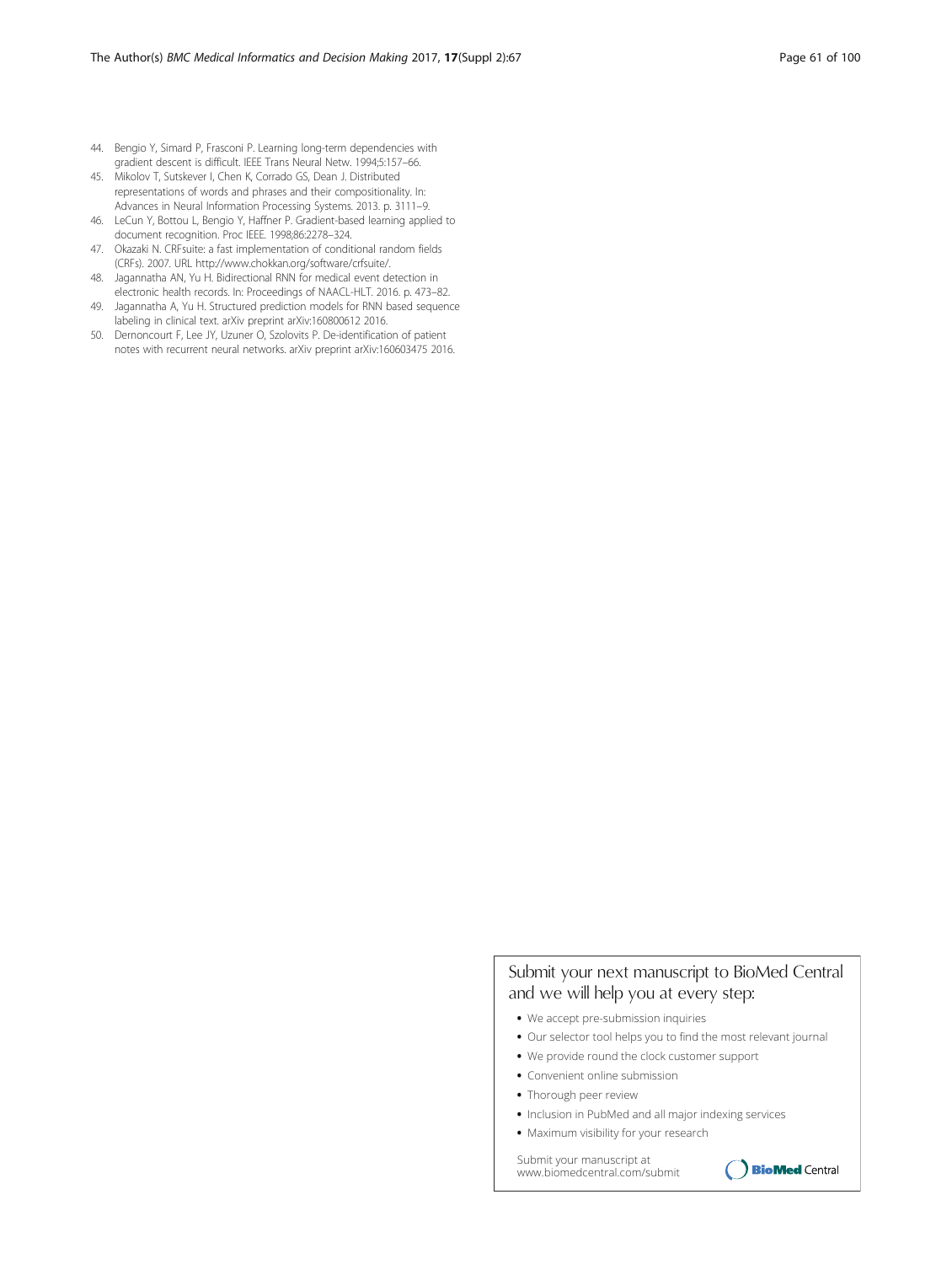44. Bengio Y, Simard P, Frasconi P. Learning long-term dependencies with gradient descent is difficult. IEEE Trans Neural Netw. 1994;5:157–66.
45. Mikolov T, Sutskever I, Chen K, Corrado GS, Dean J. Distributed representations of words and phrases and their compositionality. In: Advances in Neural Information Processing Systems. 2013. p. 3111–9.
46. LeCun Y, Bottou L, Bengio Y, Haffner P. Gradient-based learning applied to document recognition. Proc IEEE. 1998;86:2278–324.
47. Okazaki N. CRFsuite: a fast implementation of conditional random fields (CRFs). 2007. URL http://www.chokkan.org/software/crfsuite/.
48. Jagannatha AN, Yu H. Bidirectional RNN for medical event detection in electronic health records. In: Proceedings of NAACL-HLT. 2016. p. 473–82.
49. Jagannatha A, Yu H. Structured prediction models for RNN based sequence labeling in clinical text. arXiv preprint arXiv:160800612 2016.
50. Dernoncourt F, Lee JY, Uzuner O, Szolovits P. De-identification of patient notes with recurrent neural networks. arXiv preprint arXiv:160603475 2016.

Submit your next manuscript to BioMed Central and we will help you at every step:

- We accept pre-submission inquiries
- Our selector tool helps you to find the most relevant journal
- We provide round the clock customer support
- Convenient online submission
- Thorough peer review
- Inclusion in PubMed and all major indexing services
- Maximum visibility for your research

Submit your manuscript at www.biomedcentral.com/submit

BioMed Central